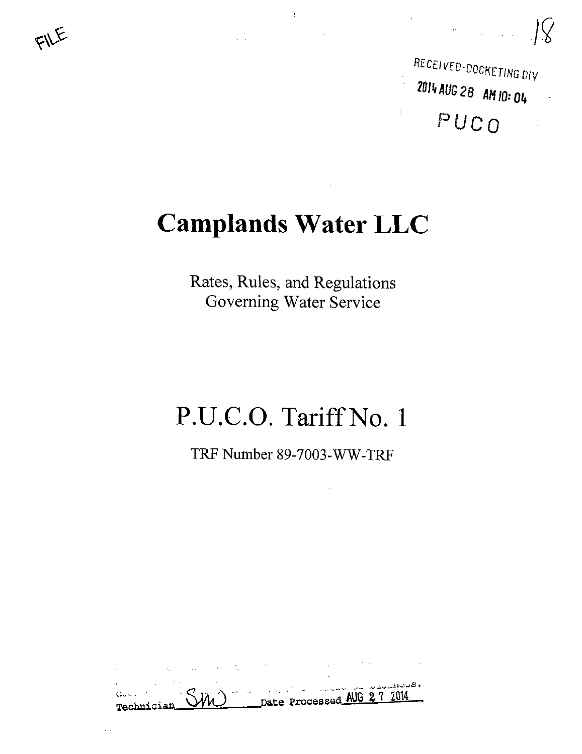FILE

18

RECEIVED-DOCKETING DIV

2014 AUG 28 AM 10: 04

PUCO

# Camplands Water LLC

Rates, Rules, and Regulations
Governing Water Service

# P.U.C.O. Tariff No. 1

TRF Number 89-7003-WW-TRF

Technician SM Date Processed AUG 27 2014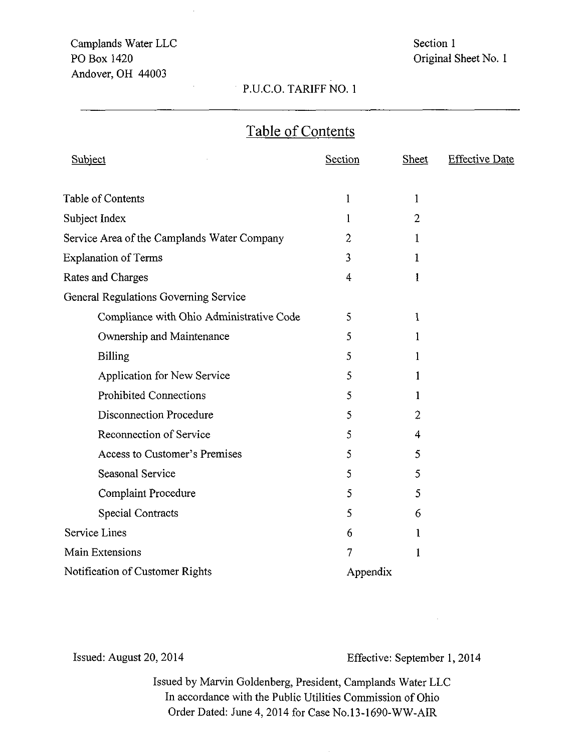Camplands Water LLC
PO Box 1420
Andover, OH 44003

Section 1
Original Sheet No. 1

P.U.C.O. TARIFF NO. 1

## Table of Contents

| Subject | Section | Sheet | Effective Date |
|---|---|---|---|
| Table of Contents | 1 | 1 | |
| Subject Index | 1 | 2 | |
| Service Area of the Camplands Water Company | 2 | 1 | |
| Explanation of Terms | 3 | 1 | |
| Rates and Charges | 4 | 1 | |
| General Regulations Governing Service | | | |
| Compliance with Ohio Administrative Code | 5 | 1 | |
| Ownership and Maintenance | 5 | 1 | |
| Billing | 5 | 1 | |
| Application for New Service | 5 | 1 | |
| Prohibited Connections | 5 | 1 | |
| Disconnection Procedure | 5 | 2 | |
| Reconnection of Service | 5 | 4 | |
| Access to Customer's Premises | 5 | 5 | |
| Seasonal Service | 5 | 5 | |
| Complaint Procedure | 5 | 5 | |
| Special Contracts | 5 | 6 | |
| Service Lines | 6 | 1 | |
| Main Extensions | 7 | 1 | |
| Notification of Customer Rights | Appendix | | |

Issued: August 20, 2014

Effective: September 1, 2014

Issued by Marvin Goldenberg, President, Camplands Water LLC
In accordance with the Public Utilities Commission of Ohio
Order Dated: June 4, 2014 for Case No.13-1690-WW-AIR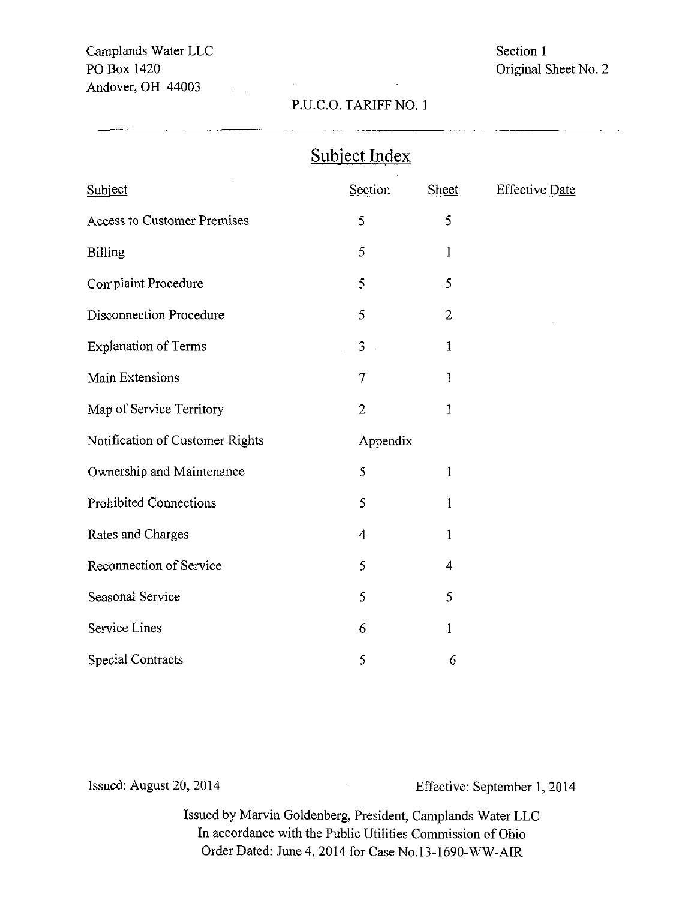Camplands Water LLC
PO Box 1420
Andover, OH 44003

Section 1
Original Sheet No. 2

P.U.C.O. TARIFF NO. 1

## Subject Index

| Subject | Section | Sheet | Effective Date |
|---|---|---|---|
| Access to Customer Premises | 5 | 5 | |
| Billing | 5 | 1 | |
| Complaint Procedure | 5 | 5 | |
| Disconnection Procedure | 5 | 2 | |
| Explanation of Terms | 3 | 1 | |
| Main Extensions | 7 | 1 | |
| Map of Service Territory | 2 | 1 | |
| Notification of Customer Rights | Appendix | | |
| Ownership and Maintenance | 5 | 1 | |
| Prohibited Connections | 5 | 1 | |
| Rates and Charges | 4 | 1 | |
| Reconnection of Service | 5 | 4 | |
| Seasonal Service | 5 | 5 | |
| Service Lines | 6 | 1 | |
| Special Contracts | 5 | 6 | |

Issued: August 20, 2014

Effective: September 1, 2014

Issued by Marvin Goldenberg, President, Camplands Water LLC
In accordance with the Public Utilities Commission of Ohio
Order Dated: June 4, 2014 for Case No.13-1690-WW-AIR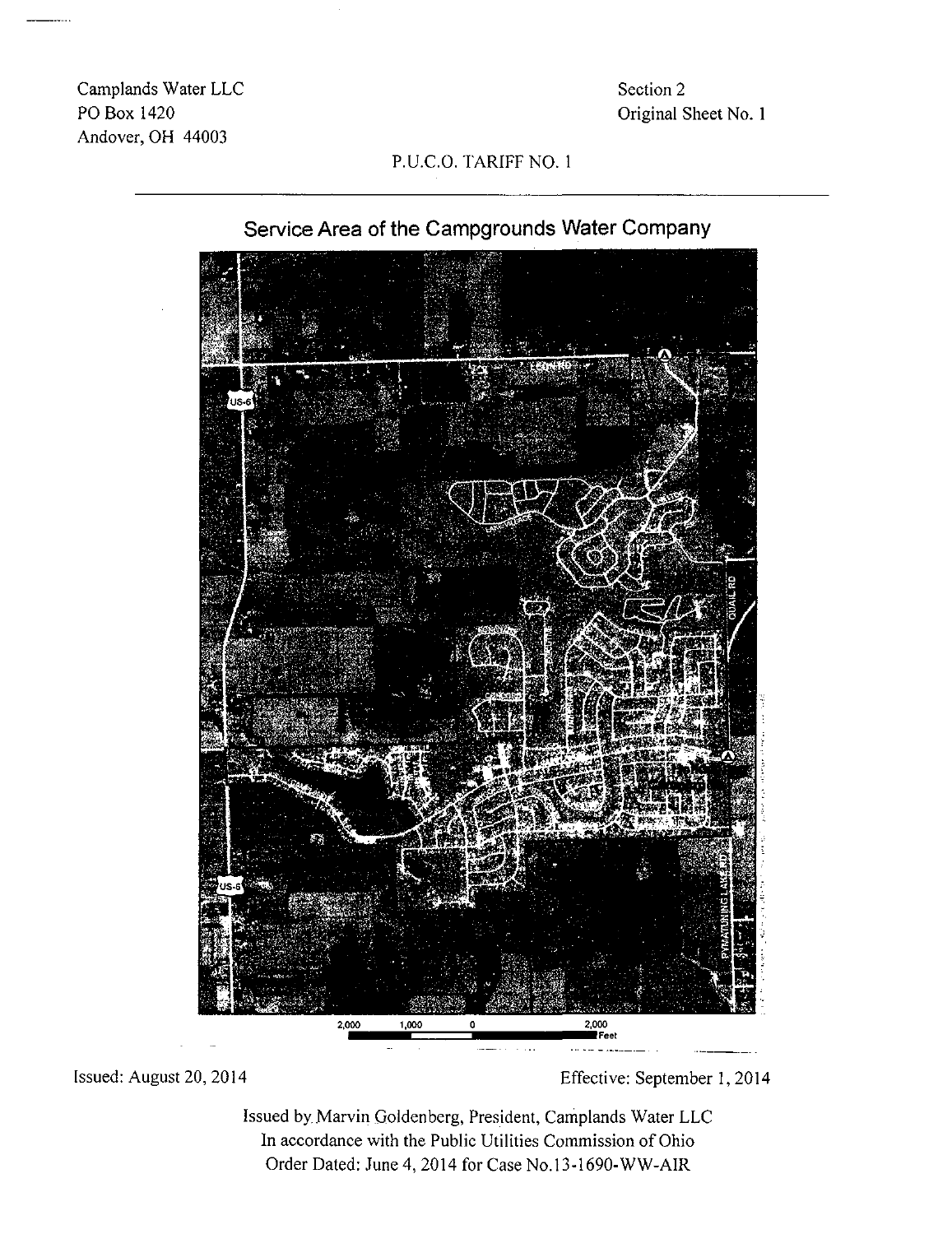Camplands Water LLC
PO Box 1420
Andover, OH 44003

Section 2
Original Sheet No. 1

P.U.C.O. TARIFF NO. 1

## Service Area of the Campgrounds Water Company

Issued: August 20, 2014

Effective: September 1, 2014

Issued by Marvin Goldenberg, President, Camplands Water LLC
In accordance with the Public Utilities Commission of Ohio
Order Dated: June 4, 2014 for Case No.13-1690-WW-AIR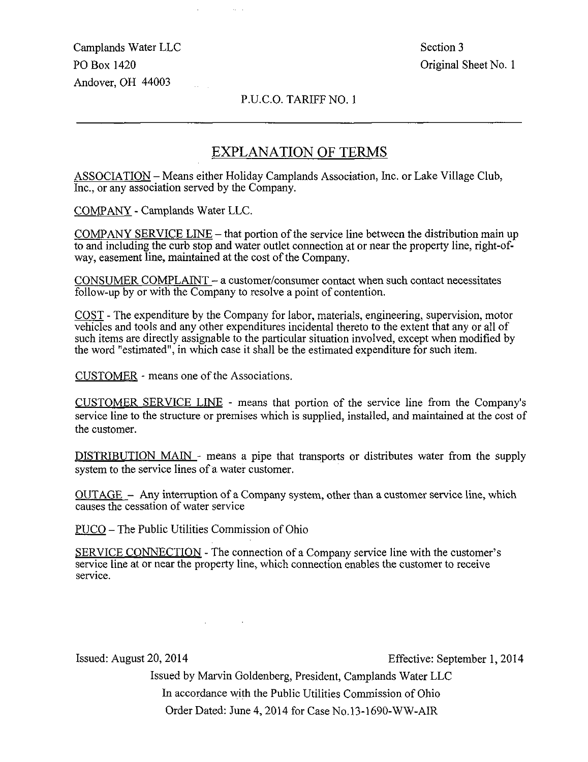Camplands Water LLC
PO Box 1420
Andover, OH 44003

Section 3
Original Sheet No. 1

P.U.C.O. TARIFF NO. 1

## EXPLANATION OF TERMS

ASSOCIATION – Means either Holiday Camplands Association, Inc. or Lake Village Club, Inc., or any association served by the Company.

COMPANY - Camplands Water LLC.

COMPANY SERVICE LINE – that portion of the service line between the distribution main up to and including the curb stop and water outlet connection at or near the property line, right-of-way, easement line, maintained at the cost of the Company.

CONSUMER COMPLAINT – a customer/consumer contact when such contact necessitates follow-up by or with the Company to resolve a point of contention.

COST - The expenditure by the Company for labor, materials, engineering, supervision, motor vehicles and tools and any other expenditures incidental thereto to the extent that any or all of such items are directly assignable to the particular situation involved, except when modified by the word "estimated", in which case it shall be the estimated expenditure for such item.

CUSTOMER - means one of the Associations.

CUSTOMER SERVICE LINE - means that portion of the service line from the Company's service line to the structure or premises which is supplied, installed, and maintained at the cost of the customer.

DISTRIBUTION MAIN - means a pipe that transports or distributes water from the supply system to the service lines of a water customer.

OUTAGE – Any interruption of a Company system, other than a customer service line, which causes the cessation of water service

PUCO – The Public Utilities Commission of Ohio

SERVICE CONNECTION - The connection of a Company service line with the customer's service line at or near the property line, which connection enables the customer to receive service.

Issued: August 20, 2014

Effective: September 1, 2014

Issued by Marvin Goldenberg, President, Camplands Water LLC
In accordance with the Public Utilities Commission of Ohio
Order Dated: June 4, 2014 for Case No.13-1690-WW-AIR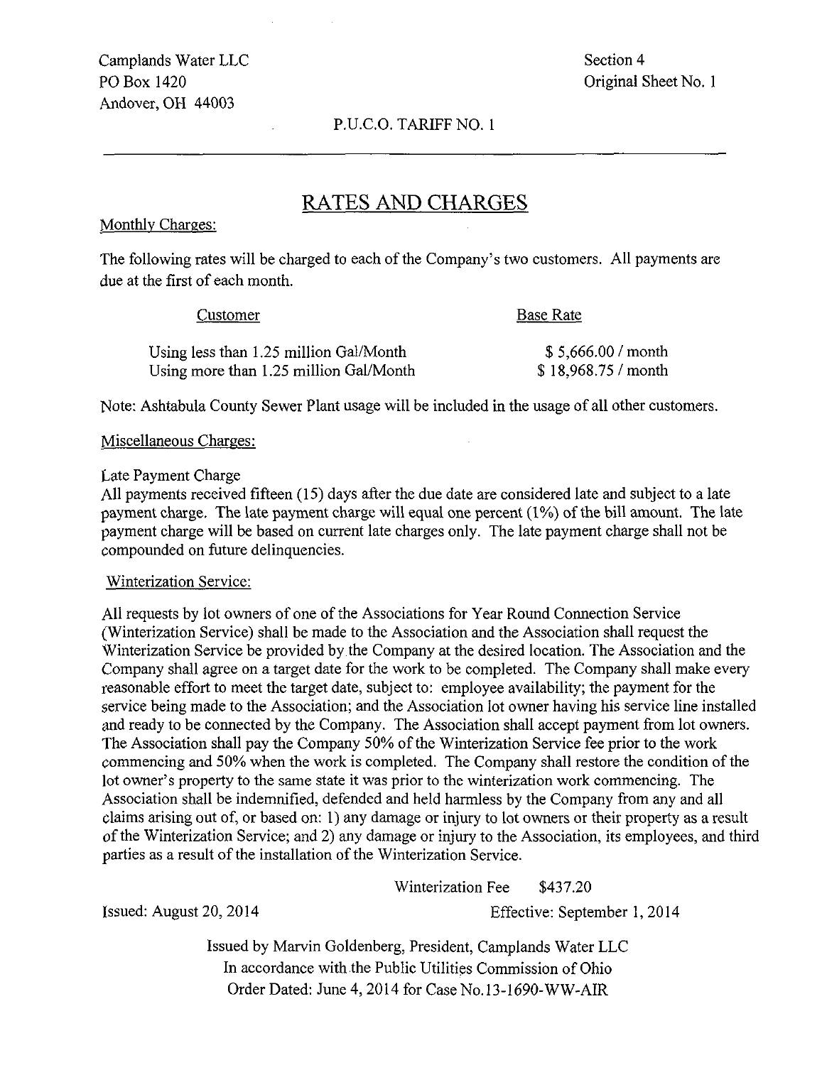Camplands Water LLC
PO Box 1420
Andover, OH 44003

Section 4
Original Sheet No. 1

P.U.C.O. TARIFF NO. 1

# RATES AND CHARGES

Monthly Charges:

The following rates will be charged to each of the Company's two customers. All payments are due at the first of each month.

| Customer | Base Rate |
|---|---|
| Using less than 1.25 million Gal/Month | $ 5,666.00 / month |
| Using more than 1.25 million Gal/Month | $ 18,968.75 / month |

Note: Ashtabula County Sewer Plant usage will be included in the usage of all other customers.

Miscellaneous Charges:

Late Payment Charge
All payments received fifteen (15) days after the due date are considered late and subject to a late payment charge. The late payment charge will equal one percent (1%) of the bill amount. The late payment charge will be based on current late charges only. The late payment charge shall not be compounded on future delinquencies.

Winterization Service:

All requests by lot owners of one of the Associations for Year Round Connection Service (Winterization Service) shall be made to the Association and the Association shall request the Winterization Service be provided by the Company at the desired location. The Association and the Company shall agree on a target date for the work to be completed. The Company shall make every reasonable effort to meet the target date, subject to: employee availability; the payment for the service being made to the Association; and the Association lot owner having his service line installed and ready to be connected by the Company. The Association shall accept payment from lot owners. The Association shall pay the Company 50% of the Winterization Service fee prior to the work commencing and 50% when the work is completed. The Company shall restore the condition of the lot owner's property to the same state it was prior to the winterization work commencing. The Association shall be indemnified, defended and held harmless by the Company from any and all claims arising out of, or based on: 1) any damage or injury to lot owners or their property as a result of the Winterization Service; and 2) any damage or injury to the Association, its employees, and third parties as a result of the installation of the Winterization Service.

Winterization Fee $437.20

Issued: August 20, 2014

Effective: September 1, 2014

Issued by Marvin Goldenberg, President, Camplands Water LLC
In accordance with the Public Utilities Commission of Ohio
Order Dated: June 4, 2014 for Case No.13-1690-WW-AIR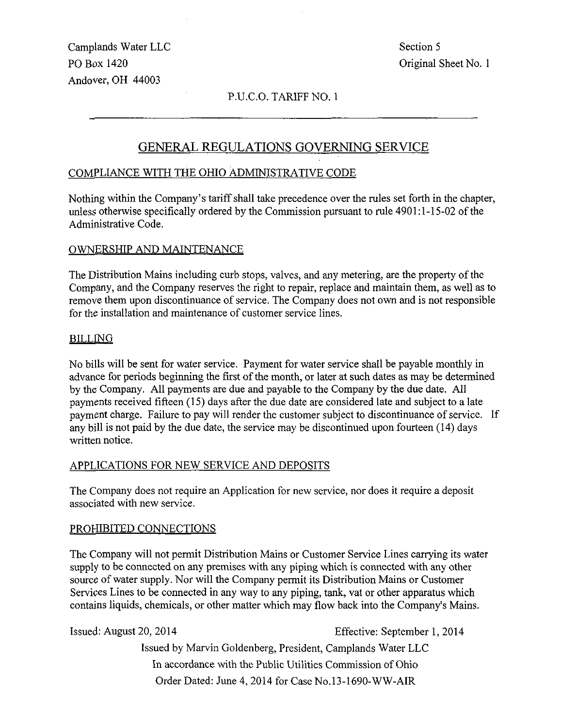Camplands Water LLC
PO Box 1420
Andover, OH 44003

Section 5
Original Sheet No. 1

P.U.C.O. TARIFF NO. 1

## GENERAL REGULATIONS GOVERNING SERVICE

### COMPLIANCE WITH THE OHIO ADMINISTRATIVE CODE

Nothing within the Company's tariff shall take precedence over the rules set forth in the chapter, unless otherwise specifically ordered by the Commission pursuant to rule 4901:1-15-02 of the Administrative Code.

### OWNERSHIP AND MAINTENANCE

The Distribution Mains including curb stops, valves, and any metering, are the property of the Company, and the Company reserves the right to repair, replace and maintain them, as well as to remove them upon discontinuance of service. The Company does not own and is not responsible for the installation and maintenance of customer service lines.

### BILLING

No bills will be sent for water service. Payment for water service shall be payable monthly in advance for periods beginning the first of the month, or later at such dates as may be determined by the Company. All payments are due and payable to the Company by the due date. All payments received fifteen (15) days after the due date are considered late and subject to a late payment charge. Failure to pay will render the customer subject to discontinuance of service. If any bill is not paid by the due date, the service may be discontinued upon fourteen (14) days written notice.

### APPLICATIONS FOR NEW SERVICE AND DEPOSITS

The Company does not require an Application for new service, nor does it require a deposit associated with new service.

### PROHIBITED CONNECTIONS

The Company will not permit Distribution Mains or Customer Service Lines carrying its water supply to be connected on any premises with any piping which is connected with any other source of water supply. Nor will the Company permit its Distribution Mains or Customer Services Lines to be connected in any way to any piping, tank, vat or other apparatus which contains liquids, chemicals, or other matter which may flow back into the Company's Mains.

Issued: August 20, 2014 Effective: September 1, 2014

Issued by Marvin Goldenberg, President, Camplands Water LLC
In accordance with the Public Utilities Commission of Ohio
Order Dated: June 4, 2014 for Case No.13-1690-WW-AIR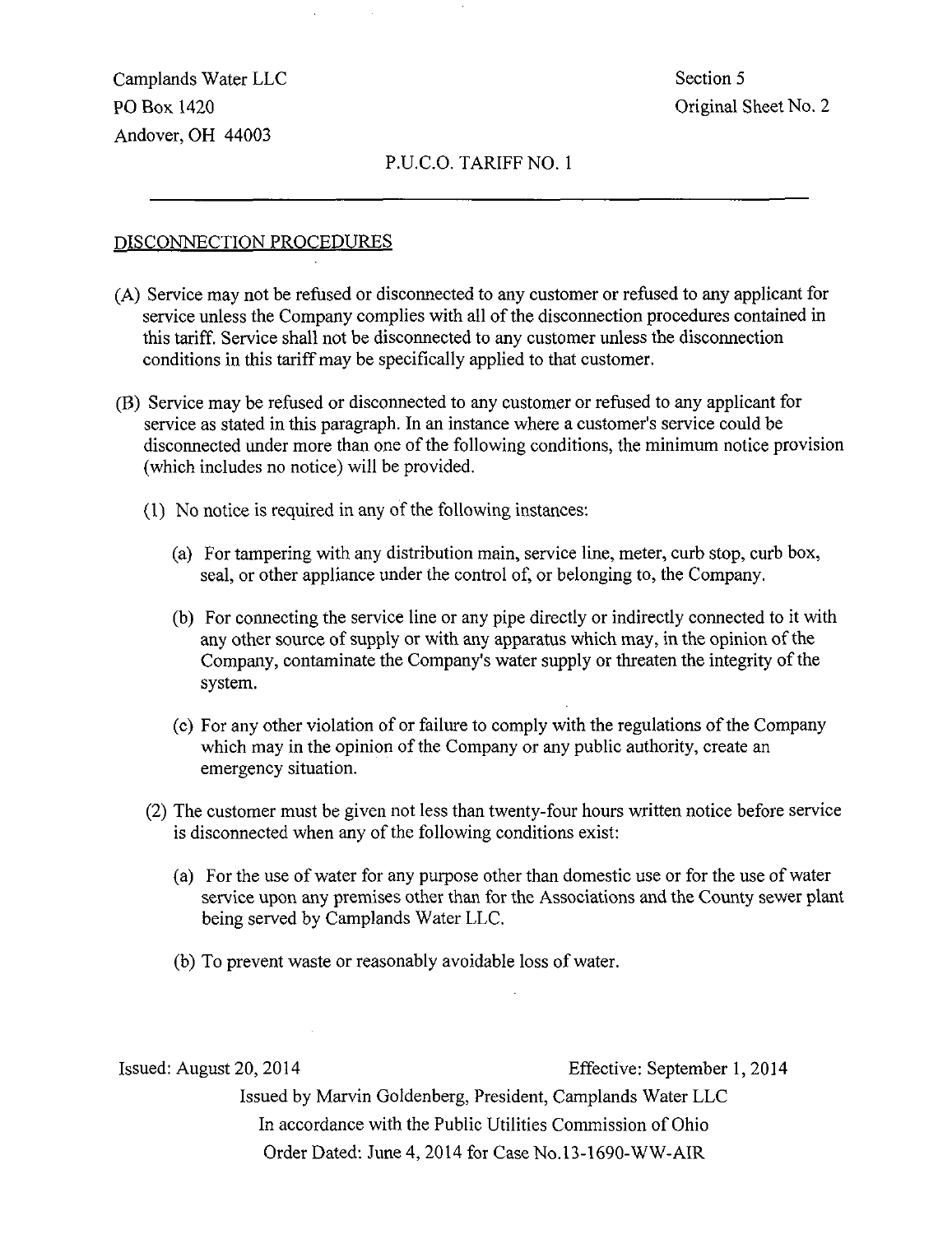## DISCONNECTION PROCEDURES

(A) Service may not be refused or disconnected to any customer or refused to any applicant for service unless the Company complies with all of the disconnection procedures contained in this tariff. Service shall not be disconnected to any customer unless the disconnection conditions in this tariff may be specifically applied to that customer.

(B) Service may be refused or disconnected to any customer or refused to any applicant for service as stated in this paragraph. In an instance where a customer's service could be disconnected under more than one of the following conditions, the minimum notice provision (which includes no notice) will be provided.

(1) No notice is required in any of the following instances:

(a) For tampering with any distribution main, service line, meter, curb stop, curb box, seal, or other appliance under the control of, or belonging to, the Company.

(b) For connecting the service line or any pipe directly or indirectly connected to it with any other source of supply or with any apparatus which may, in the opinion of the Company, contaminate the Company's water supply or threaten the integrity of the system.

(c) For any other violation of or failure to comply with the regulations of the Company which may in the opinion of the Company or any public authority, create an emergency situation.

(2) The customer must be given not less than twenty-four hours written notice before service is disconnected when any of the following conditions exist:

(a) For the use of water for any purpose other than domestic use or for the use of water service upon any premises other than for the Associations and the County sewer plant being served by Camplands Water LLC.

(b) To prevent waste or reasonably avoidable loss of water.

Issued: August 20, 2014 Effective: September 1, 2014

Issued by Marvin Goldenberg, President, Camplands Water LLC

In accordance with the Public Utilities Commission of Ohio

Order Dated: June 4, 2014 for Case No.13-1690-WW-AIR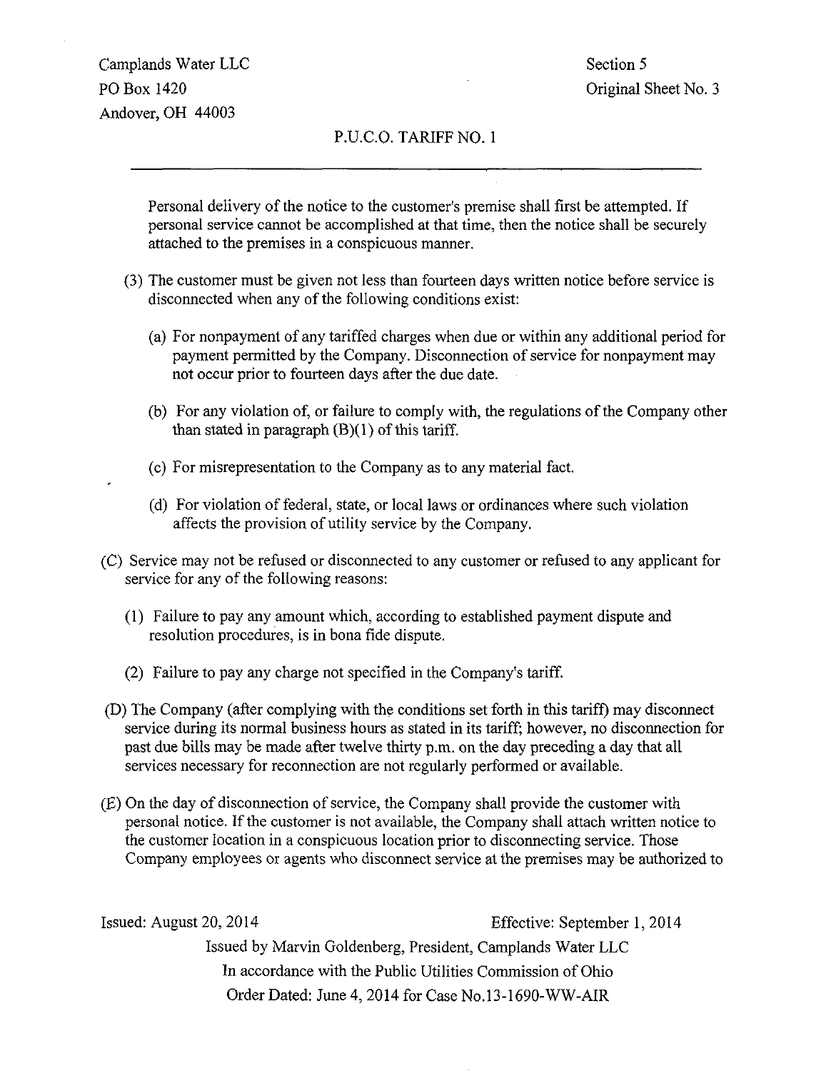Personal delivery of the notice to the customer's premise shall first be attempted. If personal service cannot be accomplished at that time, then the notice shall be securely attached to the premises in a conspicuous manner.

(3) The customer must be given not less than fourteen days written notice before service is disconnected when any of the following conditions exist:

(a) For nonpayment of any tariffed charges when due or within any additional period for payment permitted by the Company. Disconnection of service for nonpayment may not occur prior to fourteen days after the due date.

(b) For any violation of, or failure to comply with, the regulations of the Company other than stated in paragraph (B)(1) of this tariff.

(c) For misrepresentation to the Company as to any material fact.

(d) For violation of federal, state, or local laws or ordinances where such violation affects the provision of utility service by the Company.

(C) Service may not be refused or disconnected to any customer or refused to any applicant for service for any of the following reasons:

(1) Failure to pay any amount which, according to established payment dispute and resolution procedures, is in bona fide dispute.

(2) Failure to pay any charge not specified in the Company's tariff.

(D) The Company (after complying with the conditions set forth in this tariff) may disconnect service during its normal business hours as stated in its tariff; however, no disconnection for past due bills may be made after twelve thirty p.m. on the day preceding a day that all services necessary for reconnection are not regularly performed or available.

(E) On the day of disconnection of service, the Company shall provide the customer with personal notice. If the customer is not available, the Company shall attach written notice to the customer location in a conspicuous location prior to disconnecting service. Those Company employees or agents who disconnect service at the premises may be authorized to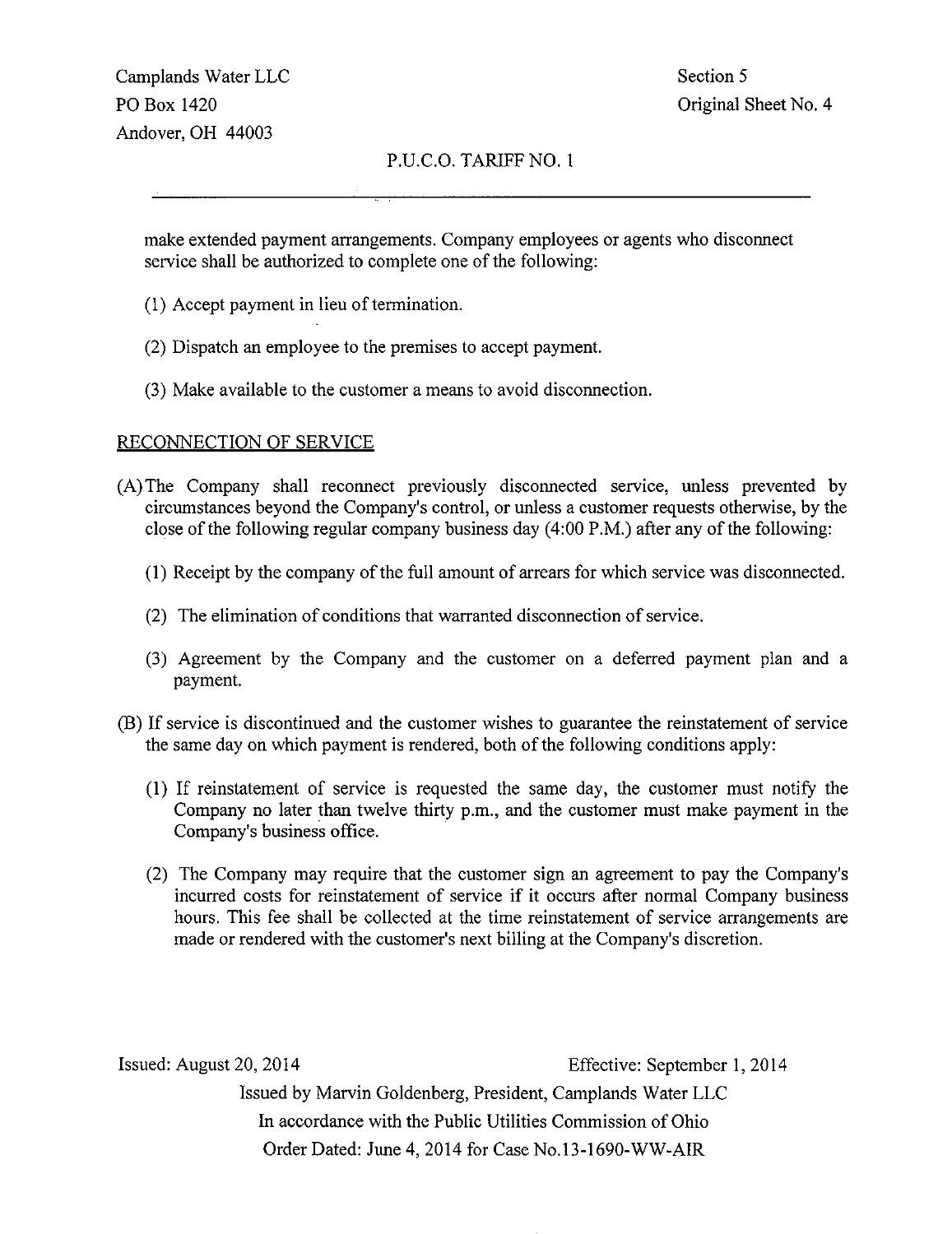make extended payment arrangements. Company employees or agents who disconnect service shall be authorized to complete one of the following:

(1) Accept payment in lieu of termination.

(2) Dispatch an employee to the premises to accept payment.

(3) Make available to the customer a means to avoid disconnection.

## RECONNECTION OF SERVICE

(A) The Company shall reconnect previously disconnected service, unless prevented by circumstances beyond the Company's control, or unless a customer requests otherwise, by the close of the following regular company business day (4:00 P.M.) after any of the following:

(1) Receipt by the company of the full amount of arrears for which service was disconnected.

(2) The elimination of conditions that warranted disconnection of service.

(3) Agreement by the Company and the customer on a deferred payment plan and a payment.

(B) If service is discontinued and the customer wishes to guarantee the reinstatement of service the same day on which payment is rendered, both of the following conditions apply:

(1) If reinstatement of service is requested the same day, the customer must notify the Company no later than twelve thirty p.m., and the customer must make payment in the Company's business office.

(2) The Company may require that the customer sign an agreement to pay the Company's incurred costs for reinstatement of service if it occurs after normal Company business hours. This fee shall be collected at the time reinstatement of service arrangements are made or rendered with the customer's next billing at the Company's discretion.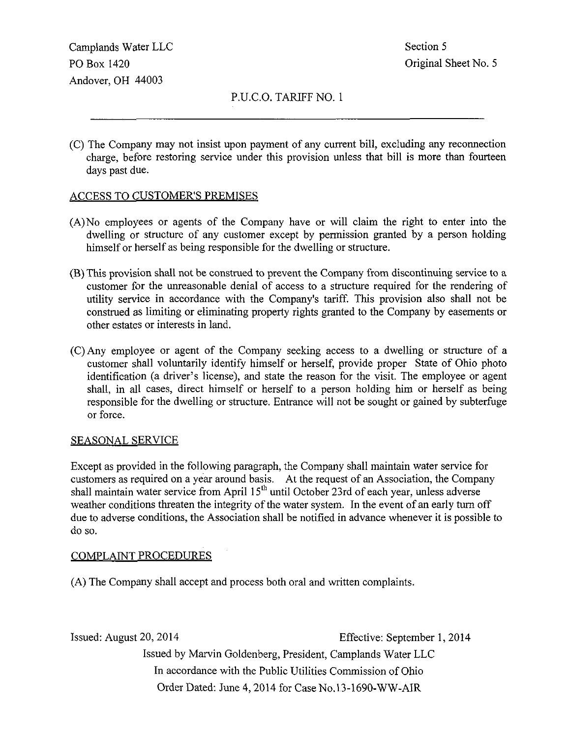(C) The Company may not insist upon payment of any current bill, excluding any reconnection charge, before restoring service under this provision unless that bill is more than fourteen days past due.

## ACCESS TO CUSTOMER'S PREMISES

(A) No employees or agents of the Company have or will claim the right to enter into the dwelling or structure of any customer except by permission granted by a person holding himself or herself as being responsible for the dwelling or structure.

(B) This provision shall not be construed to prevent the Company from discontinuing service to a customer for the unreasonable denial of access to a structure required for the rendering of utility service in accordance with the Company's tariff. This provision also shall not be construed as limiting or eliminating property rights granted to the Company by easements or other estates or interests in land.

(C) Any employee or agent of the Company seeking access to a dwelling or structure of a customer shall voluntarily identify himself or herself, provide proper State of Ohio photo identification (a driver's license), and state the reason for the visit. The employee or agent shall, in all cases, direct himself or herself to a person holding him or herself as being responsible for the dwelling or structure. Entrance will not be sought or gained by subterfuge or force.

## SEASONAL SERVICE

Except as provided in the following paragraph, the Company shall maintain water service for customers as required on a year around basis. At the request of an Association, the Company shall maintain water service from April 15th until October 23rd of each year, unless adverse weather conditions threaten the integrity of the water system. In the event of an early turn off due to adverse conditions, the Association shall be notified in advance whenever it is possible to do so.

## COMPLAINT PROCEDURES

(A) The Company shall accept and process both oral and written complaints.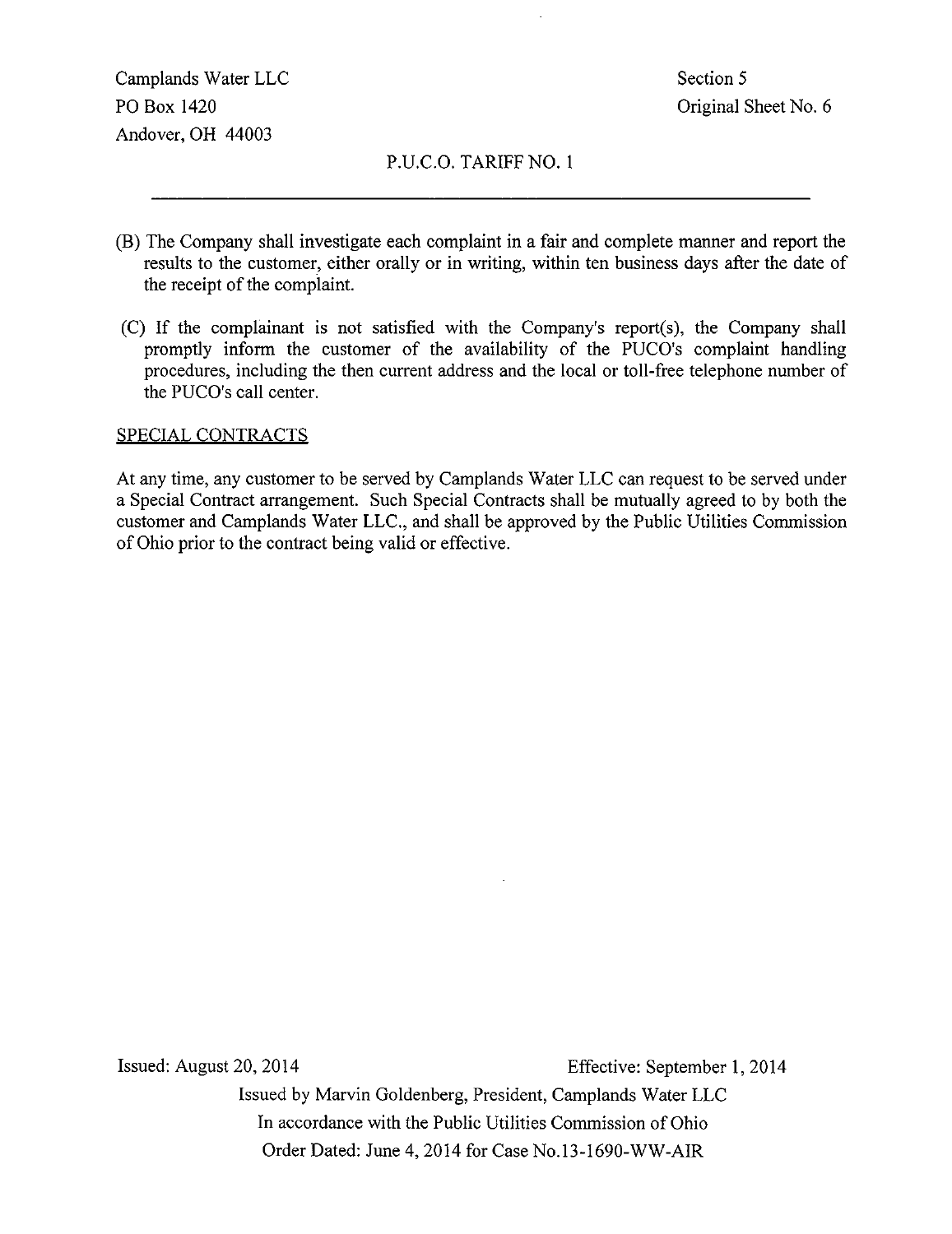(B) The Company shall investigate each complaint in a fair and complete manner and report the results to the customer, either orally or in writing, within ten business days after the date of the receipt of the complaint.

(C) If the complainant is not satisfied with the Company's report(s), the Company shall promptly inform the customer of the availability of the PUCO's complaint handling procedures, including the then current address and the local or toll-free telephone number of the PUCO's call center.

SPECIAL CONTRACTS

At any time, any customer to be served by Camplands Water LLC can request to be served under a Special Contract arrangement. Such Special Contracts shall be mutually agreed to by both the customer and Camplands Water LLC., and shall be approved by the Public Utilities Commission of Ohio prior to the contract being valid or effective.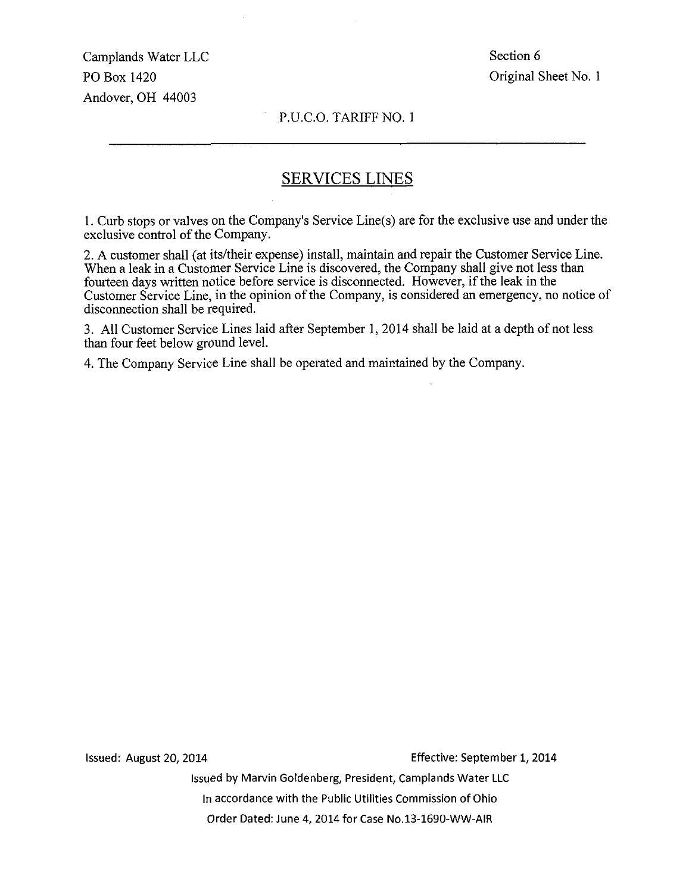Camplands Water LLC
PO Box 1420
Andover, OH 44003

Section 6
Original Sheet No. 1

P.U.C.O. TARIFF NO. 1

## SERVICES LINES

1. Curb stops or valves on the Company's Service Line(s) are for the exclusive use and under the exclusive control of the Company.

2. A customer shall (at its/their expense) install, maintain and repair the Customer Service Line. When a leak in a Customer Service Line is discovered, the Company shall give not less than fourteen days written notice before service is disconnected. However, if the leak in the Customer Service Line, in the opinion of the Company, is considered an emergency, no notice of disconnection shall be required.

3. All Customer Service Lines laid after September 1, 2014 shall be laid at a depth of not less than four feet below ground level.

4. The Company Service Line shall be operated and maintained by the Company.

Issued: August 20, 2014

Effective: September 1, 2014

Issued by Marvin Goldenberg, President, Camplands Water LLC
In accordance with the Public Utilities Commission of Ohio
Order Dated: June 4, 2014 for Case No.13-1690-WW-AIR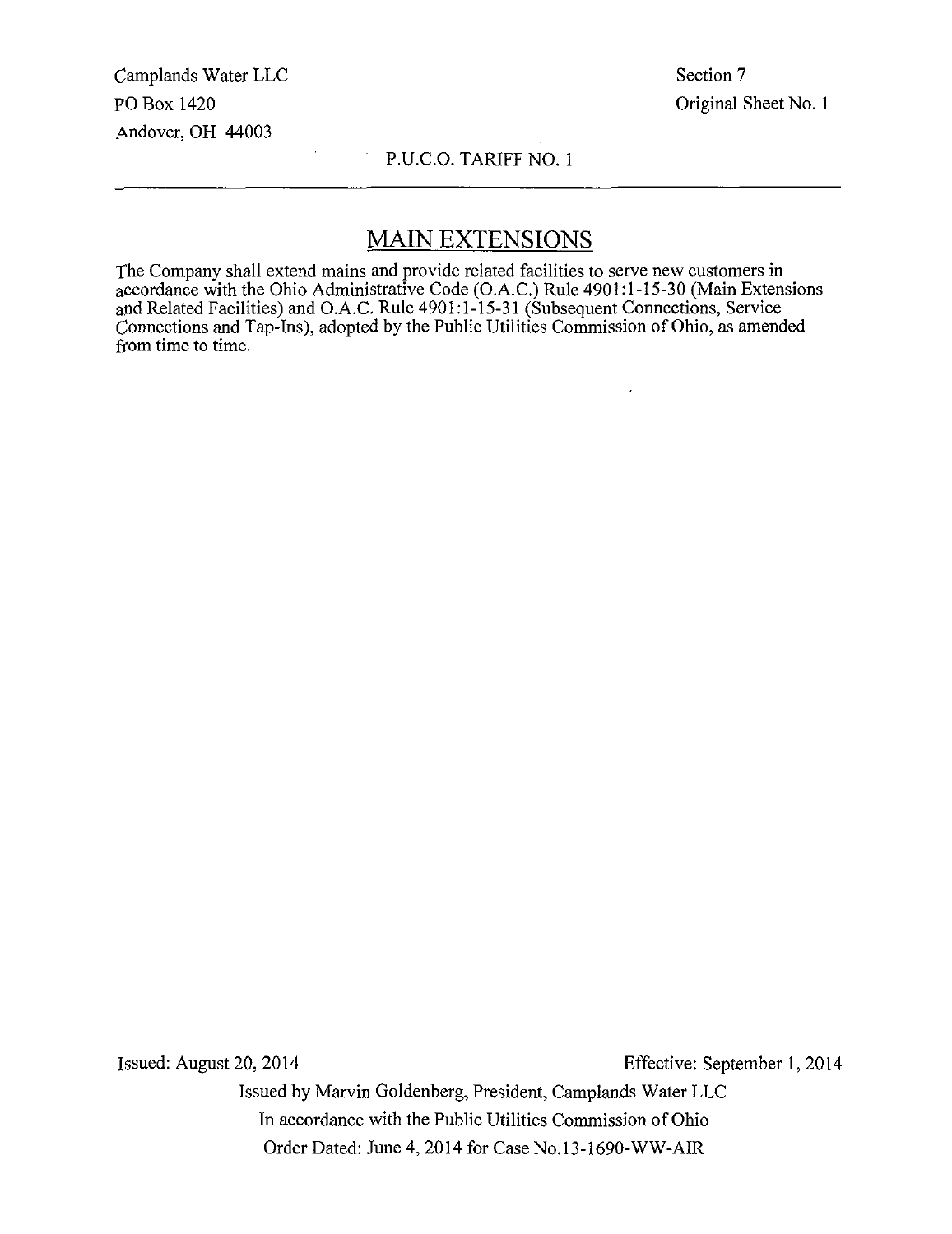Camplands Water LLC
PO Box 1420
Andover, OH 44003

Section 7
Original Sheet No. 1

P.U.C.O. TARIFF NO. 1

## MAIN EXTENSIONS

The Company shall extend mains and provide related facilities to serve new customers in accordance with the Ohio Administrative Code (O.A.C.) Rule 4901:1-15-30 (Main Extensions and Related Facilities) and O.A.C. Rule 4901:1-15-31 (Subsequent Connections, Service Connections and Tap-Ins), adopted by the Public Utilities Commission of Ohio, as amended from time to time.

Issued: August 20, 2014

Effective: September 1, 2014

Issued by Marvin Goldenberg, President, Camplands Water LLC

In accordance with the Public Utilities Commission of Ohio

Order Dated: June 4, 2014 for Case No.13-1690-WW-AIR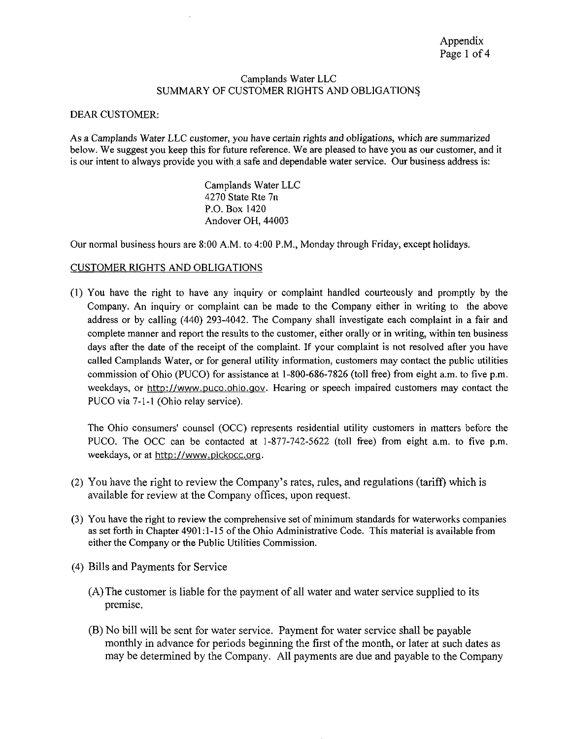Appendix

Camplands Water LLC
SUMMARY OF CUSTOMER RIGHTS AND OBLIGATIONS

DEAR CUSTOMER:

As a Camplands Water LLC customer, you have certain rights and obligations, which are summarized below. We suggest you keep this for future reference. We are pleased to have you as our customer, and it is our intent to always provide you with a safe and dependable water service. Our business address is:

Camplands Water LLC
4270 State Rte 7n
P.O. Box 1420
Andover OH, 44003

Our normal business hours are 8:00 A.M. to 4:00 P.M., Monday through Friday, except holidays.

CUSTOMER RIGHTS AND OBLIGATIONS

(1) You have the right to have any inquiry or complaint handled courteously and promptly by the Company. An inquiry or complaint can be made to the Company either in writing to the above address or by calling (440) 293-4042. The Company shall investigate each complaint in a fair and complete manner and report the results to the customer, either orally or in writing, within ten business days after the date of the receipt of the complaint. If your complaint is not resolved after you have called Camplands Water, or for general utility information, customers may contact the public utilities commission of Ohio (PUCO) for assistance at 1-800-686-7826 (toll free) from eight a.m. to five p.m. weekdays, or http://www.puco.ohio.gov. Hearing or speech impaired customers may contact the PUCO via 7-1-1 (Ohio relay service).

The Ohio consumers' counsel (OCC) represents residential utility customers in matters before the PUCO. The OCC can be contacted at 1-877-742-5622 (toll free) from eight a.m. to five p.m. weekdays, or at http://www.pickocc.org.

(2) You have the right to review the Company's rates, rules, and regulations (tariff) which is available for review at the Company offices, upon request.

(3) You have the right to review the comprehensive set of minimum standards for waterworks companies as set forth in Chapter 4901:1-15 of the Ohio Administrative Code. This material is available from either the Company or the Public Utilities Commission.

(4) Bills and Payments for Service

(A) The customer is liable for the payment of all water and water service supplied to its premise.

(B) No bill will be sent for water service. Payment for water service shall be payable monthly in advance for periods beginning the first of the month, or later at such dates as may be determined by the Company. All payments are due and payable to the Company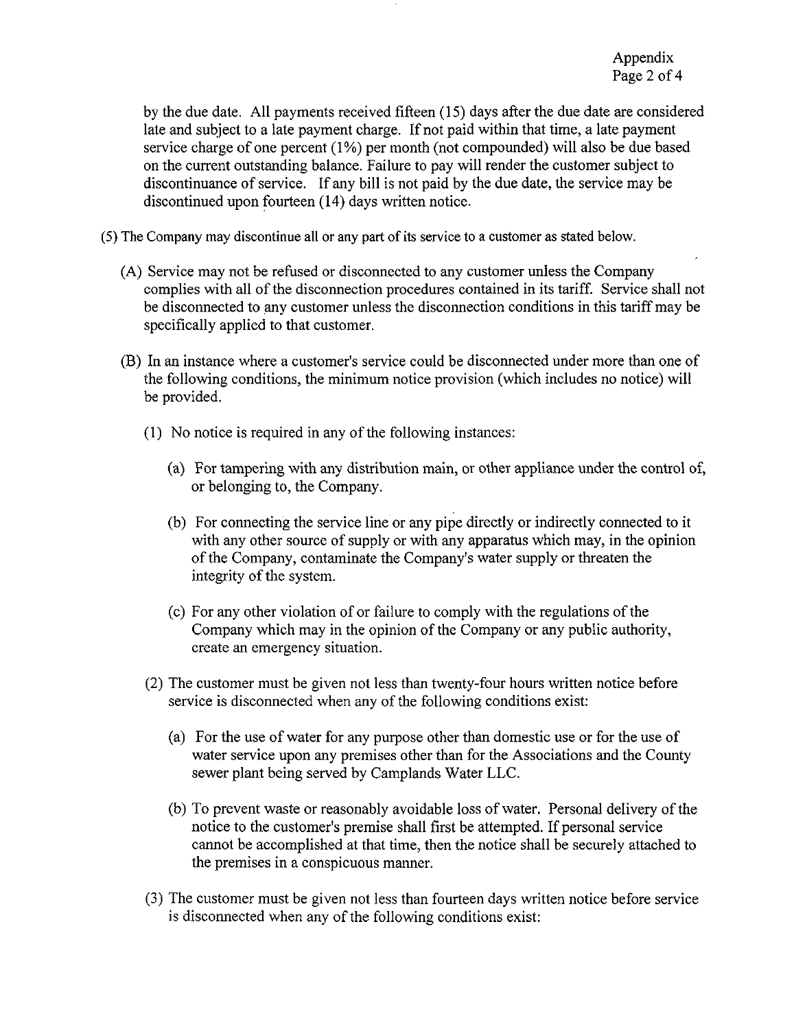by the due date. All payments received fifteen (15) days after the due date are considered late and subject to a late payment charge. If not paid within that time, a late payment service charge of one percent (1%) per month (not compounded) will also be due based on the current outstanding balance. Failure to pay will render the customer subject to discontinuance of service. If any bill is not paid by the due date, the service may be discontinued upon fourteen (14) days written notice.

(5) The Company may discontinue all or any part of its service to a customer as stated below.

(A) Service may not be refused or disconnected to any customer unless the Company complies with all of the disconnection procedures contained in its tariff. Service shall not be disconnected to any customer unless the disconnection conditions in this tariff may be specifically applied to that customer.

(B) In an instance where a customer's service could be disconnected under more than one of the following conditions, the minimum notice provision (which includes no notice) will be provided.

(1) No notice is required in any of the following instances:

(a) For tampering with any distribution main, or other appliance under the control of, or belonging to, the Company.

(b) For connecting the service line or any pipe directly or indirectly connected to it with any other source of supply or with any apparatus which may, in the opinion of the Company, contaminate the Company's water supply or threaten the integrity of the system.

(c) For any other violation of or failure to comply with the regulations of the Company which may in the opinion of the Company or any public authority, create an emergency situation.

(2) The customer must be given not less than twenty-four hours written notice before service is disconnected when any of the following conditions exist:

(a) For the use of water for any purpose other than domestic use or for the use of water service upon any premises other than for the Associations and the County sewer plant being served by Camplands Water LLC.

(b) To prevent waste or reasonably avoidable loss of water. Personal delivery of the notice to the customer's premise shall first be attempted. If personal service cannot be accomplished at that time, then the notice shall be securely attached to the premises in a conspicuous manner.

(3) The customer must be given not less than fourteen days written notice before service is disconnected when any of the following conditions exist: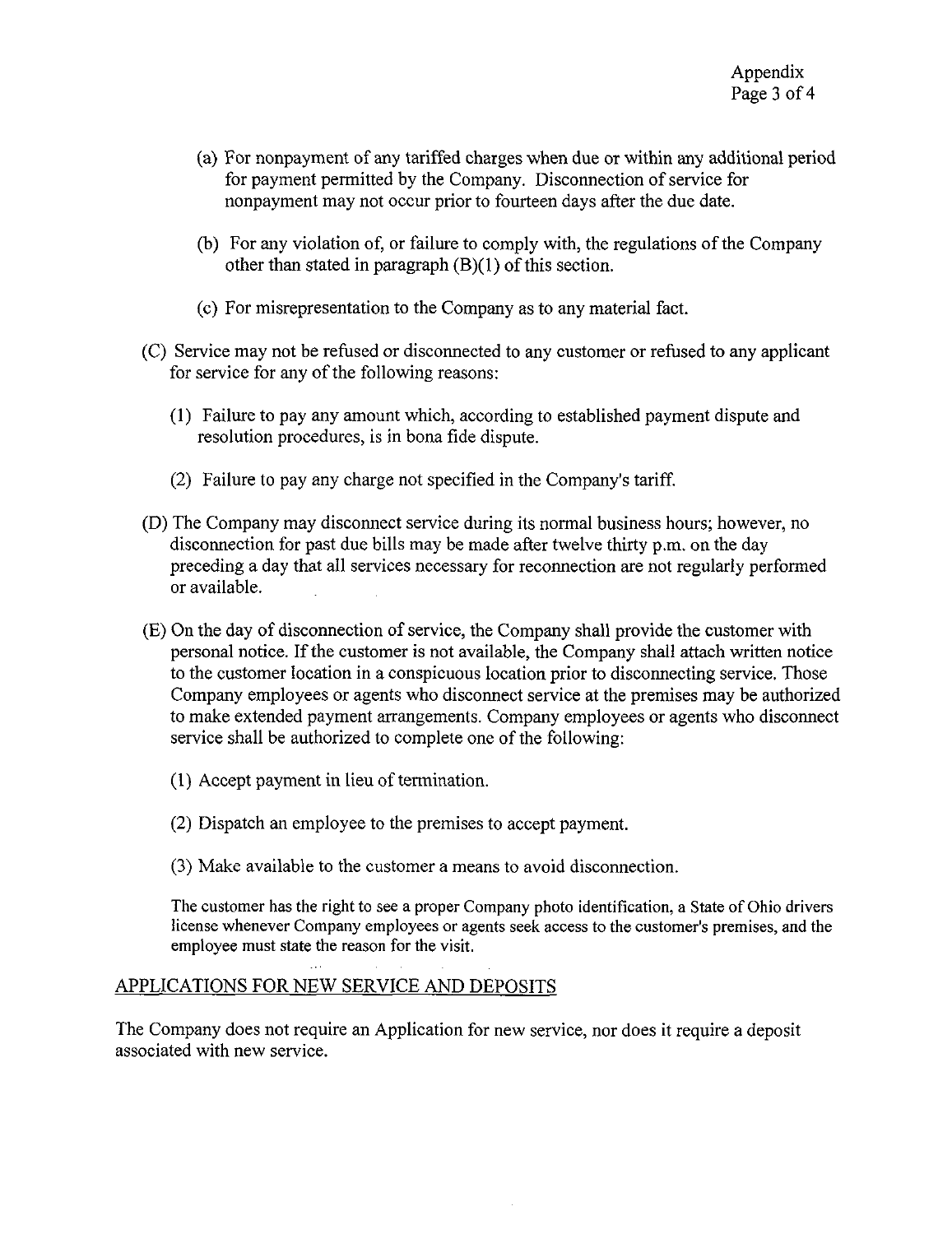(a) For nonpayment of any tariffed charges when due or within any additional period for payment permitted by the Company. Disconnection of service for nonpayment may not occur prior to fourteen days after the due date.

(b) For any violation of, or failure to comply with, the regulations of the Company other than stated in paragraph (B)(1) of this section.

(c) For misrepresentation to the Company as to any material fact.

(C) Service may not be refused or disconnected to any customer or refused to any applicant for service for any of the following reasons:

(1) Failure to pay any amount which, according to established payment dispute and resolution procedures, is in bona fide dispute.

(2) Failure to pay any charge not specified in the Company's tariff.

(D) The Company may disconnect service during its normal business hours; however, no disconnection for past due bills may be made after twelve thirty p.m. on the day preceding a day that all services necessary for reconnection are not regularly performed or available.

(E) On the day of disconnection of service, the Company shall provide the customer with personal notice. If the customer is not available, the Company shall attach written notice to the customer location in a conspicuous location prior to disconnecting service. Those Company employees or agents who disconnect service at the premises may be authorized to make extended payment arrangements. Company employees or agents who disconnect service shall be authorized to complete one of the following:

(1) Accept payment in lieu of termination.

(2) Dispatch an employee to the premises to accept payment.

(3) Make available to the customer a means to avoid disconnection.

The customer has the right to see a proper Company photo identification, a State of Ohio drivers license whenever Company employees or agents seek access to the customer's premises, and the employee must state the reason for the visit.

APPLICATIONS FOR NEW SERVICE AND DEPOSITS

The Company does not require an Application for new service, nor does it require a deposit associated with new service.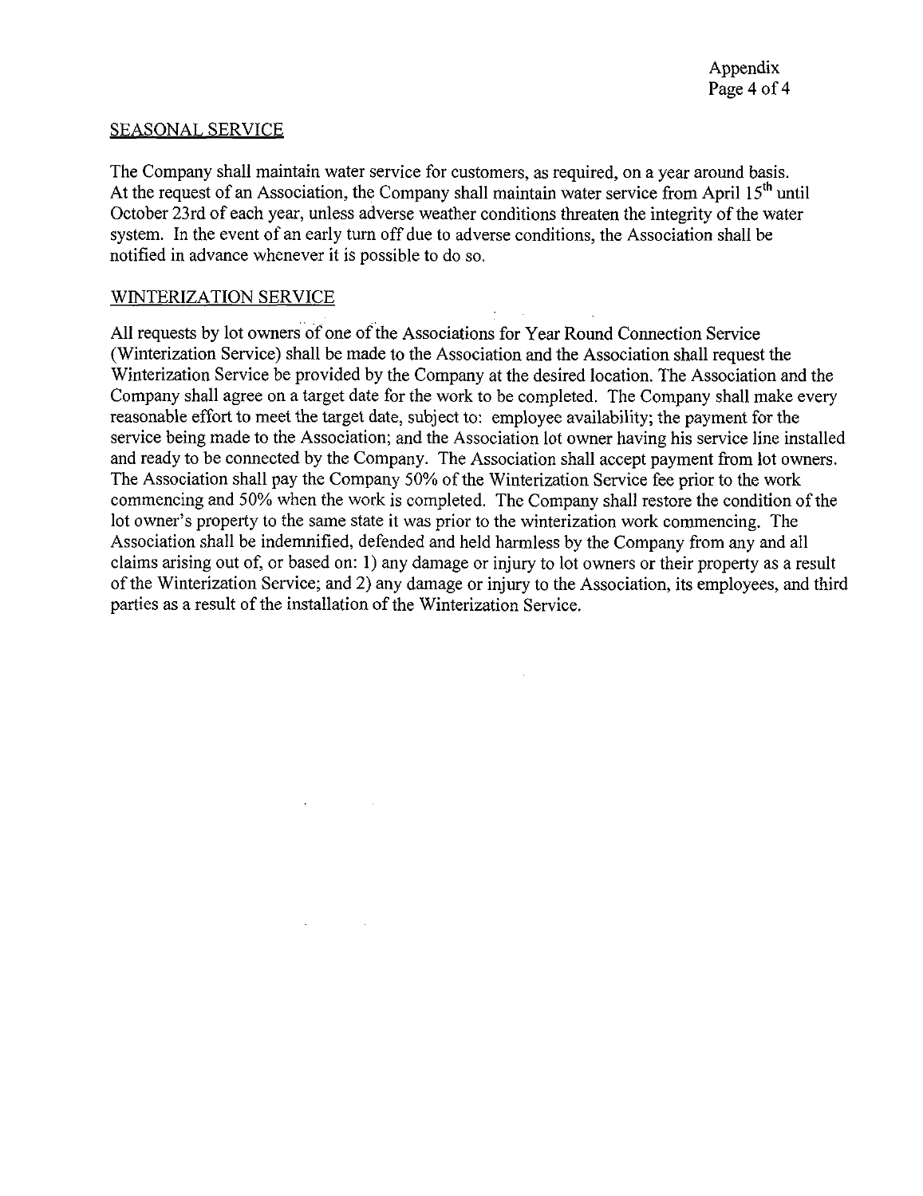## SEASONAL SERVICE

The Company shall maintain water service for customers, as required, on a year around basis. At the request of an Association, the Company shall maintain water service from April 15th until October 23rd of each year, unless adverse weather conditions threaten the integrity of the water system. In the event of an early turn off due to adverse conditions, the Association shall be notified in advance whenever it is possible to do so.

## WINTERIZATION SERVICE

All requests by lot owners of one of the Associations for Year Round Connection Service (Winterization Service) shall be made to the Association and the Association shall request the Winterization Service be provided by the Company at the desired location. The Association and the Company shall agree on a target date for the work to be completed. The Company shall make every reasonable effort to meet the target date, subject to: employee availability; the payment for the service being made to the Association; and the Association lot owner having his service line installed and ready to be connected by the Company. The Association shall accept payment from lot owners. The Association shall pay the Company 50% of the Winterization Service fee prior to the work commencing and 50% when the work is completed. The Company shall restore the condition of the lot owner's property to the same state it was prior to the winterization work commencing. The Association shall be indemnified, defended and held harmless by the Company from any and all claims arising out of, or based on: 1) any damage or injury to lot owners or their property as a result of the Winterization Service; and 2) any damage or injury to the Association, its employees, and third parties as a result of the installation of the Winterization Service.